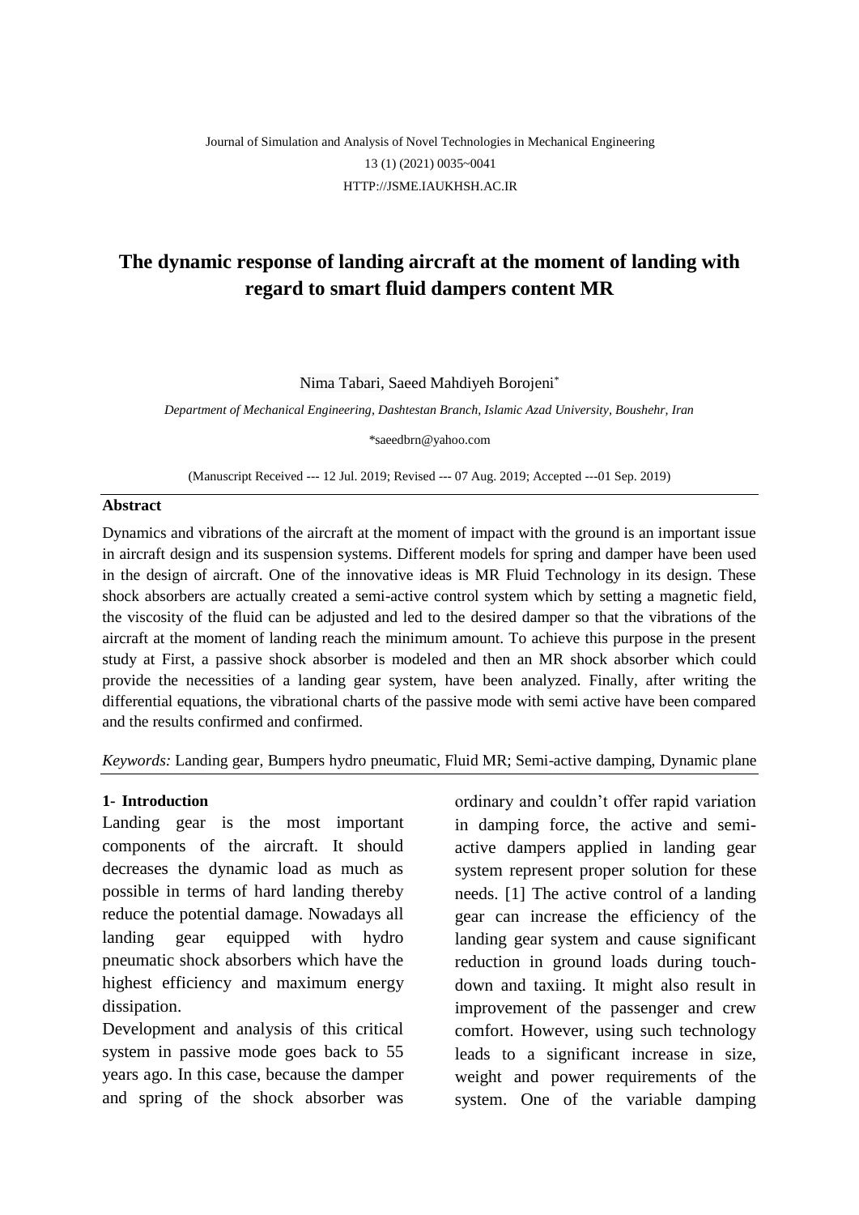Journal of Simulation and Analysis of Novel Technologies in Mechanical Engineering
13 (1) (2021) 0035~0041
HTTP://JSME.IAUKHSH.AC.IR

# The dynamic response of landing aircraft at the moment of landing with regard to smart fluid dampers content MR

Nima Tabari, Saeed Mahdiyeh Borojeni*

*Department of Mechanical Engineering, Dashtestan Branch, Islamic Azad University, Boushehr, Iran*

*saeedbrn@yahoo.com

(Manuscript Received --- 12 Jul. 2019; Revised --- 07 Aug. 2019; Accepted ---01 Sep. 2019)

## Abstract

Dynamics and vibrations of the aircraft at the moment of impact with the ground is an important issue in aircraft design and its suspension systems. Different models for spring and damper have been used in the design of aircraft. One of the innovative ideas is MR Fluid Technology in its design. These shock absorbers are actually created a semi-active control system which by setting a magnetic field, the viscosity of the fluid can be adjusted and led to the desired damper so that the vibrations of the aircraft at the moment of landing reach the minimum amount. To achieve this purpose in the present study at First, a passive shock absorber is modeled and then an MR shock absorber which could provide the necessities of a landing gear system, have been analyzed. Finally, after writing the differential equations, the vibrational charts of the passive mode with semi active have been compared and the results confirmed and confirmed.

*Keywords:* Landing gear, Bumpers hydro pneumatic, Fluid MR; Semi-active damping, Dynamic plane

## 1- Introduction

Landing gear is the most important components of the aircraft. It should decreases the dynamic load as much as possible in terms of hard landing thereby reduce the potential damage. Nowadays all landing gear equipped with hydro pneumatic shock absorbers which have the highest efficiency and maximum energy dissipation.

Development and analysis of this critical system in passive mode goes back to 55 years ago. In this case, because the damper and spring of the shock absorber was ordinary and couldn't offer rapid variation in damping force, the active and semi-active dampers applied in landing gear system represent proper solution for these needs. [1] The active control of a landing gear can increase the efficiency of the landing gear system and cause significant reduction in ground loads during touch-down and taxiing. It might also result in improvement of the passenger and crew comfort. However, using such technology leads to a significant increase in size, weight and power requirements of the system. One of the variable damping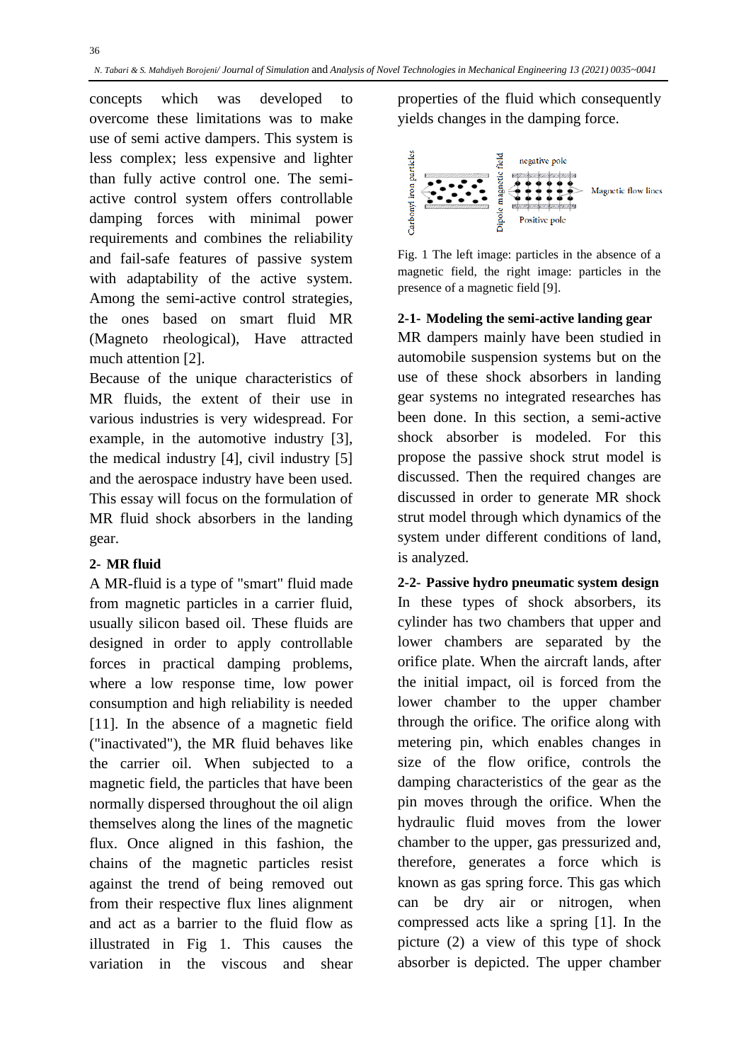concepts which was developed to overcome these limitations was to make use of semi active dampers. This system is less complex; less expensive and lighter than fully active control one. The semi-active control system offers controllable damping forces with minimal power requirements and combines the reliability and fail-safe features of passive system with adaptability of the active system. Among the semi-active control strategies, the ones based on smart fluid MR (Magneto rheological), Have attracted much attention [2].

Because of the unique characteristics of MR fluids, the extent of their use in various industries is very widespread. For example, in the automotive industry [3], the medical industry [4], civil industry [5] and the aerospace industry have been used. This essay will focus on the formulation of MR fluid shock absorbers in the landing gear.

## 2- MR fluid

A MR-fluid is a type of "smart" fluid made from magnetic particles in a carrier fluid, usually silicon based oil. These fluids are designed in order to apply controllable forces in practical damping problems, where a low response time, low power consumption and high reliability is needed [11]. In the absence of a magnetic field ("inactivated"), the MR fluid behaves like the carrier oil. When subjected to a magnetic field, the particles that have been normally dispersed throughout the oil align themselves along the lines of the magnetic flux. Once aligned in this fashion, the chains of the magnetic particles resist against the trend of being removed out from their respective flux lines alignment and act as a barrier to the fluid flow as illustrated in Fig 1. This causes the variation in the viscous and shear properties of the fluid which consequently yields changes in the damping force.

Fig. 1 The left image: particles in the absence of a magnetic field, the right image: particles in the presence of a magnetic field [9].

### 2-1- Modeling the semi-active landing gear

MR dampers mainly have been studied in automobile suspension systems but on the use of these shock absorbers in landing gear systems no integrated researches has been done. In this section, a semi-active shock absorber is modeled. For this propose the passive shock strut model is discussed. Then the required changes are discussed in order to generate MR shock strut model through which dynamics of the system under different conditions of land, is analyzed.

### 2-2- Passive hydro pneumatic system design

In these types of shock absorbers, its cylinder has two chambers that upper and lower chambers are separated by the orifice plate. When the aircraft lands, after the initial impact, oil is forced from the lower chamber to the upper chamber through the orifice. The orifice along with metering pin, which enables changes in size of the flow orifice, controls the damping characteristics of the gear as the pin moves through the orifice. When the hydraulic fluid moves from the lower chamber to the upper, gas pressurized and, therefore, generates a force which is known as gas spring force. This gas which can be dry air or nitrogen, when compressed acts like a spring [1]. In the picture (2) a view of this type of shock absorber is depicted. The upper chamber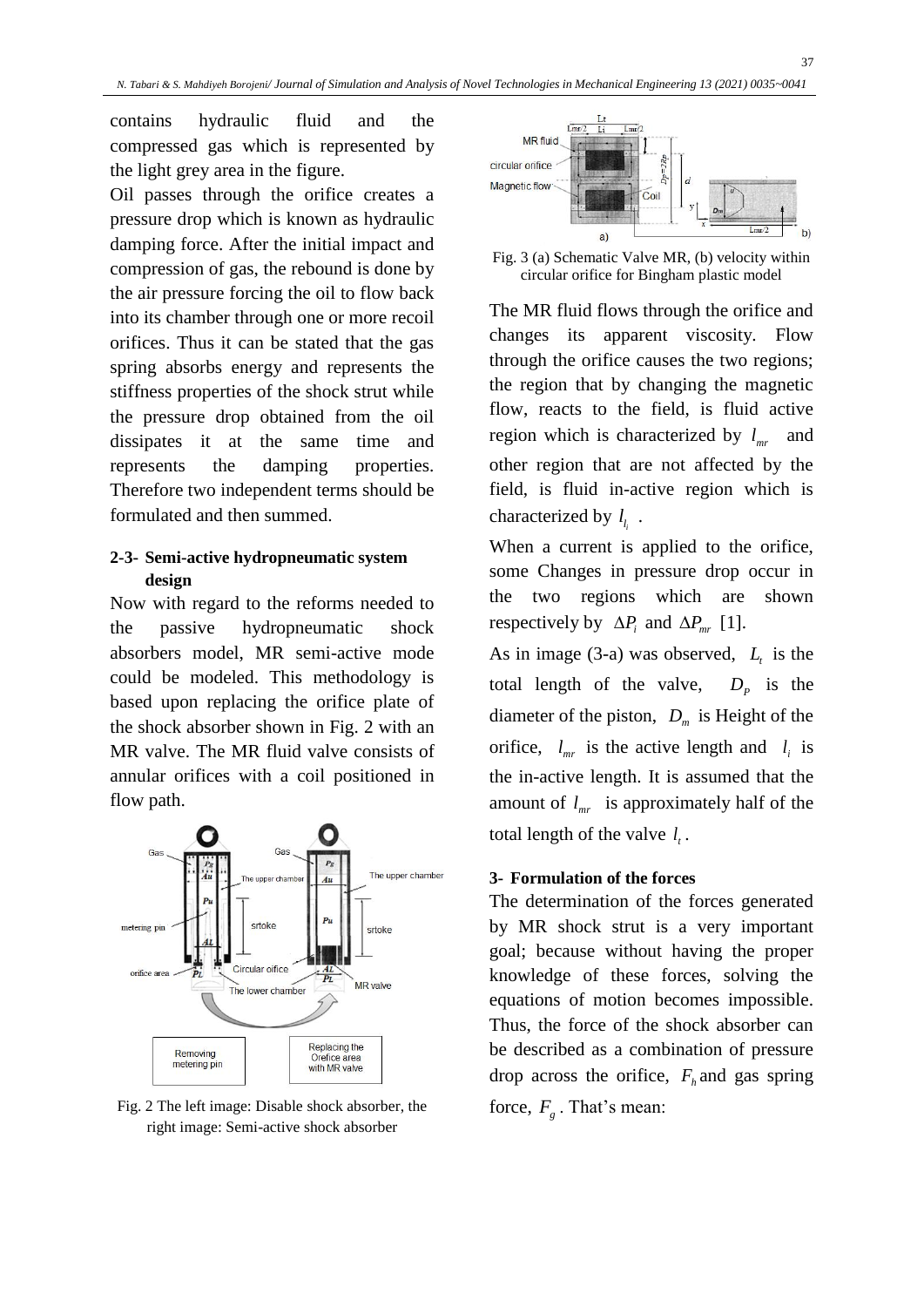contains hydraulic fluid and the compressed gas which is represented by the light grey area in the figure.

Oil passes through the orifice creates a pressure drop which is known as hydraulic damping force. After the initial impact and compression of gas, the rebound is done by the air pressure forcing the oil to flow back into its chamber through one or more recoil orifices. Thus it can be stated that the gas spring absorbs energy and represents the stiffness properties of the shock strut while the pressure drop obtained from the oil dissipates it at the same time and represents the damping properties. Therefore two independent terms should be formulated and then summed.

### 2-3- Semi-active hydropneumatic system design

Now with regard to the reforms needed to the passive hydropneumatic shock absorbers model, MR semi-active mode could be modeled. This methodology is based upon replacing the orifice plate of the shock absorber shown in Fig. 2 with an MR valve. The MR fluid valve consists of annular orifices with a coil positioned in flow path.

Fig. 2 The left image: Disable shock absorber, the right image: Semi-active shock absorber

Fig. 3 (a) Schematic Valve MR, (b) velocity within circular orifice for Bingham plastic model

The MR fluid flows through the orifice and changes its apparent viscosity. Flow through the orifice causes the two regions; the region that by changing the magnetic flow, reacts to the field, is fluid active region which is characterized by $l_{mr}$ and other region that are not affected by the field, is fluid in-active region which is characterized by $l_{l_i}$ .

When a current is applied to the orifice, some Changes in pressure drop occur in the two regions which are shown respectively by $\Delta P_i$ and $\Delta P_{mr}$ [1].

As in image (3-a) was observed, $L_t$ is the total length of the valve, $D_P$ is the diameter of the piston, $D_m$ is Height of the orifice, $l_{mr}$ is the active length and $l_i$ is the in-active length. It is assumed that the amount of $l_{mr}$ is approximately half of the total length of the valve $l_t$.

## 3- Formulation of the forces

The determination of the forces generated by MR shock strut is a very important goal; because without having the proper knowledge of these forces, solving the equations of motion becomes impossible. Thus, the force of the shock absorber can be described as a combination of pressure drop across the orifice, $F_h$ and gas spring force, $F_g$. That's mean: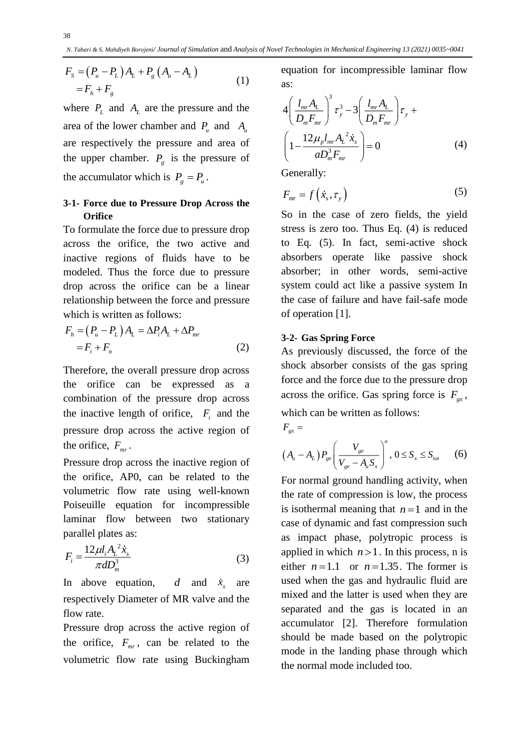$$F_S = (P_u - P_L)A_L + P_g(A_u - A_L) \\ = F_h + F_g \tag{1}$$

where $P_L$ and $A_L$ are the pressure and the area of the lower chamber and $P_u$ and $A_u$ are respectively the pressure and area of the upper chamber. $P_g$ is the pressure of the accumulator which is $P_g = P_u$.

### 3-1- Force due to Pressure Drop Across the Orifice

To formulate the force due to pressure drop across the orifice, the two active and inactive regions of fluids have to be modeled. Thus the force due to pressure drop across the orifice can be a linear relationship between the force and pressure which is written as follows:

$$F_h = (P_u - P_L)A_L = \Delta P_i A_L + \Delta P_{mr} \\ = F_i + F_n \tag{2}$$

Therefore, the overall pressure drop across the orifice can be expressed as a combination of the pressure drop across the inactive length of orifice, $F_i$ and the pressure drop across the active region of the orifice, $F_{mr}$.

Pressure drop across the inactive region of the orifice, AP0, can be related to the volumetric flow rate using well-known Poiseuille equation for incompressible laminar flow between two stationary parallel plates as:

$$F_i = \frac{12\mu l_i A_L{}^2 \dot{x}_s}{\pi d D_m^3} \tag{3}$$

In above equation, $d$ and $\dot{x}_s$ are respectively Diameter of MR valve and the flow rate.

Pressure drop across the active region of the orifice, $F_{mr}$, can be related to the volumetric flow rate using Buckingham equation for incompressible laminar flow as:

$$4\left(\frac{l_{mr}A_L}{D_m F_{mr}}\right)^3 \tau_y^3 - 3\left(\frac{l_{mr}A_L}{D_m F_{mr}}\right)\tau_y + \left(1 - \frac{12\mu_p l_{mr} A_L{}^2 \dot{x}_s}{a D_m^3 F_{mr}}\right) = 0 \tag{4}$$

Generally:

$$F_{mr} = f(\dot{x}_s, \tau_y) \tag{5}$$

So in the case of zero fields, the yield stress is zero too. Thus Eq. (4) is reduced to Eq. (5). In fact, semi-active shock absorbers operate like passive shock absorber; in other words, semi-active system could act like a passive system In the case of failure and have fail-safe mode of operation [1].

### 3-2- Gas Spring Force

As previously discussed, the force of the shock absorber consists of the gas spring force and the force due to the pressure drop across the orifice. Gas spring force is $F_{gx}$, which can be written as follows:

$$F_{gx} = \\ (A_u - A_L)P_{ge}\left(\frac{V_{ge}}{V_{ge} - A_u S_x}\right)^n, \; 0 \le S_x \le S_{tot} \tag{6}$$

For normal ground handling activity, when the rate of compression is low, the process is isothermal meaning that $n = 1$ and in the case of dynamic and fast compression such as impact phase, polytropic process is applied in which $n > 1$. In this process, n is either $n = 1.1$ or $n = 1.35$. The former is used when the gas and hydraulic fluid are mixed and the latter is used when they are separated and the gas is located in an accumulator [2]. Therefore formulation should be made based on the polytropic mode in the landing phase through which the normal mode included too.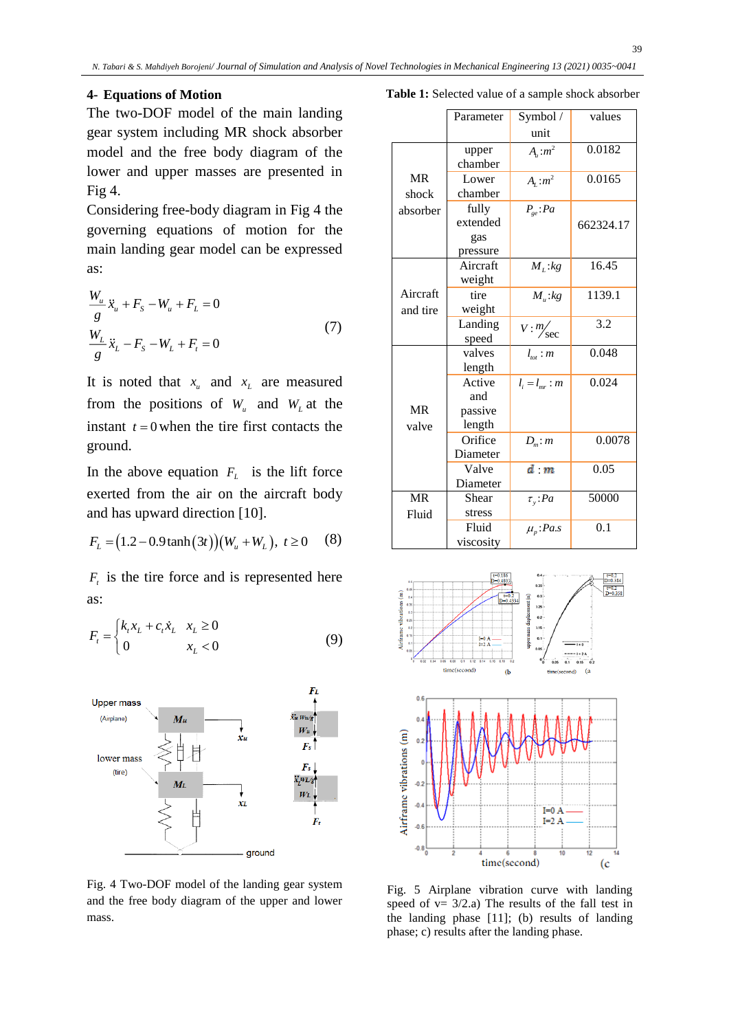## 4- Equations of Motion

The two-DOF model of the main landing gear system including MR shock absorber model and the free body diagram of the lower and upper masses are presented in Fig 4.

Considering free-body diagram in Fig 4 the governing equations of motion for the main landing gear model can be expressed as:

$$
\begin{aligned}
&\frac{W_u}{g}\ddot{x}_u + F_S - W_u + F_L = 0 \\
&\frac{W_L}{g}\ddot{x}_L - F_S - W_L + F_t = 0
\end{aligned} \tag{7}
$$

It is noted that $x_u$ and $x_L$ are measured from the positions of $W_u$ and $W_L$ at the instant $t=0$ when the tire first contacts the ground.

In the above equation $F_L$ is the lift force exerted from the air on the aircraft body and has upward direction [10].

$$
F_L = \left(1.2 - 0.9\tanh(3t)\right)\left(W_u + W_L\right),\ t \geq 0 \tag{8}
$$

$F_t$ is the tire force and is represented here as:

$$
F_t = \begin{cases} k_t x_L + c_t \dot{x}_L & x_L \geq 0 \\ 0 & x_L < 0 \end{cases} \tag{9}
$$

Fig. 4 Two-DOF model of the landing gear system and the free body diagram of the upper and lower mass.

**Table 1:** Selected value of a sample shock absorber

| | Parameter | Symbol / unit | values |
|---|---|---|---|
| MR shock absorber | upper chamber | $A_u : m^2$ | 0.0182 |
| | Lower chamber | $A_L : m^2$ | 0.0165 |
| | fully extended gas pressure | $P_{ge} : Pa$ | 662324.17 |
| Aircraft and tire | Aircraft weight | $M_L : kg$ | 16.45 |
| | tire weight | $M_u : kg$ | 1139.1 |
| | Landing speed | $V : m/sec$ | 3.2 |
| MR valve | valves length | $l_{tot} : m$ | 0.048 |
| | Active and passive length | $l_i = l_{mr} : m$ | 0.024 |
| | Orifice Diameter | $D_m : m$ | 0.0078 |
| | Valve Diameter | $d : m$ | 0.05 |
| MR Fluid | Shear stress | $\tau_y : Pa$ | 50000 |
| | Fluid viscosity | $\mu_p : Pa.s$ | 0.1 |

Fig. 5 Airplane vibration curve with landing speed of v= 3/2.a) The results of the fall test in the landing phase [11]; (b) results of landing phase; c) results after the landing phase.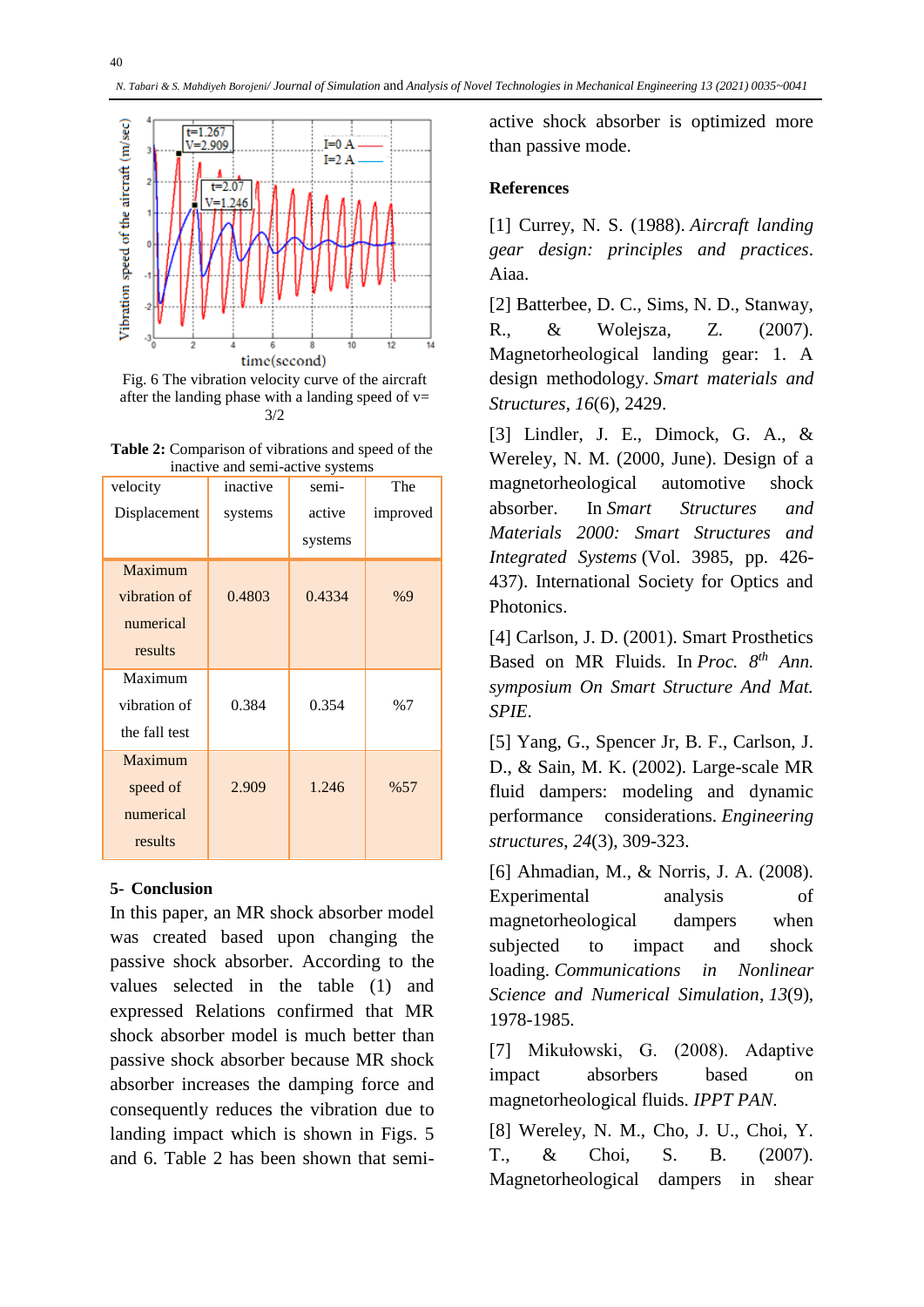Fig. 6 The vibration velocity curve of the aircraft after the landing phase with a landing speed of v= 3/2

**Table 2:** Comparison of vibrations and speed of the inactive and semi-active systems

| velocity Displacement | inactive systems | semi-active systems | The improved |
|---|---|---|---|
| Maximum vibration of numerical results | 0.4803 | 0.4334 | %9 |
| Maximum vibration of the fall test | 0.384 | 0.354 | %7 |
| Maximum speed of numerical results | 2.909 | 1.246 | %57 |

## 5- Conclusion

In this paper, an MR shock absorber model was created based upon changing the passive shock absorber. According to the values selected in the table (1) and expressed Relations confirmed that MR shock absorber model is much better than passive shock absorber because MR shock absorber increases the damping force and consequently reduces the vibration due to landing impact which is shown in Figs. 5 and 6. Table 2 has been shown that semi-active shock absorber is optimized more than passive mode.

## References

[1] Currey, N. S. (1988). *Aircraft landing gear design: principles and practices*. Aiaa.

[2] Batterbee, D. C., Sims, N. D., Stanway, R., & Wolejsza, Z. (2007). Magnetorheological landing gear: 1. A design methodology. *Smart materials and Structures*, *16*(6), 2429.

[3] Lindler, J. E., Dimock, G. A., & Wereley, N. M. (2000, June). Design of a magnetorheological automotive shock absorber. In *Smart Structures and Materials 2000: Smart Structures and Integrated Systems* (Vol. 3985, pp. 426-437). International Society for Optics and Photonics.

[4] Carlson, J. D. (2001). Smart Prosthetics Based on MR Fluids. In *Proc. 8th Ann. symposium On Smart Structure And Mat. SPIE*.

[5] Yang, G., Spencer Jr, B. F., Carlson, J. D., & Sain, M. K. (2002). Large-scale MR fluid dampers: modeling and dynamic performance considerations. *Engineering structures*, *24*(3), 309-323.

[6] Ahmadian, M., & Norris, J. A. (2008). Experimental analysis of magnetorheological dampers when subjected to impact and shock loading. *Communications in Nonlinear Science and Numerical Simulation*, *13*(9), 1978-1985.

[7] Mikułowski, G. (2008). Adaptive impact absorbers based on magnetorheological fluids. *IPPT PAN*.

[8] Wereley, N. M., Cho, J. U., Choi, Y. T., & Choi, S. B. (2007). Magnetorheological dampers in shear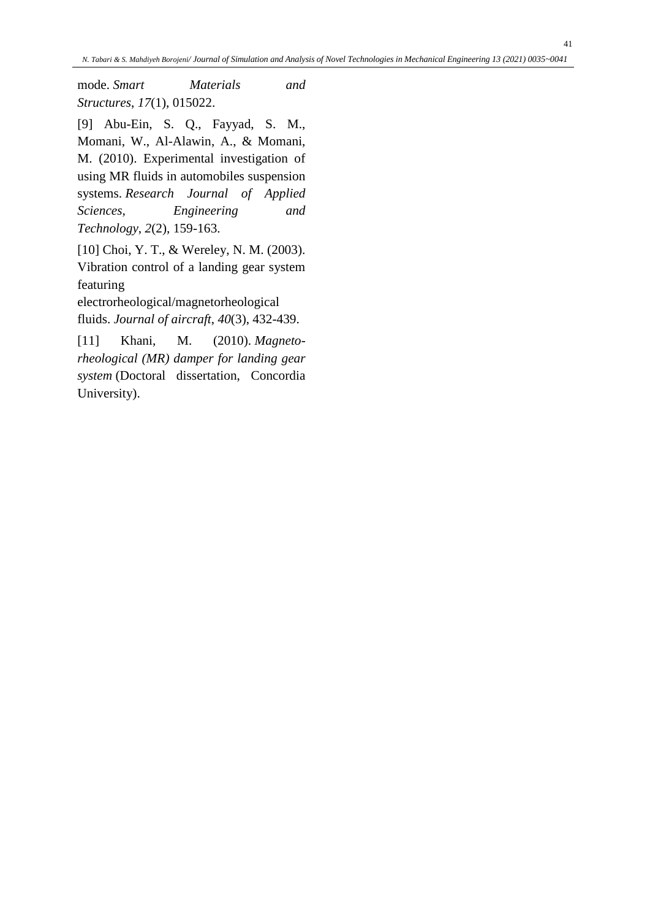mode. *Smart Materials and Structures*, *17*(1), 015022.

[9] Abu-Ein, S. Q., Fayyad, S. M., Momani, W., Al-Alawin, A., & Momani, M. (2010). Experimental investigation of using MR fluids in automobiles suspension systems. *Research Journal of Applied Sciences, Engineering and Technology*, *2*(2), 159-163.

[10] Choi, Y. T., & Wereley, N. M. (2003). Vibration control of a landing gear system featuring electrorheological/magnetorheological fluids. *Journal of aircraft*, *40*(3), 432-439.

[11] Khani, M. (2010). *Magneto-rheological (MR) damper for landing gear system* (Doctoral dissertation, Concordia University).